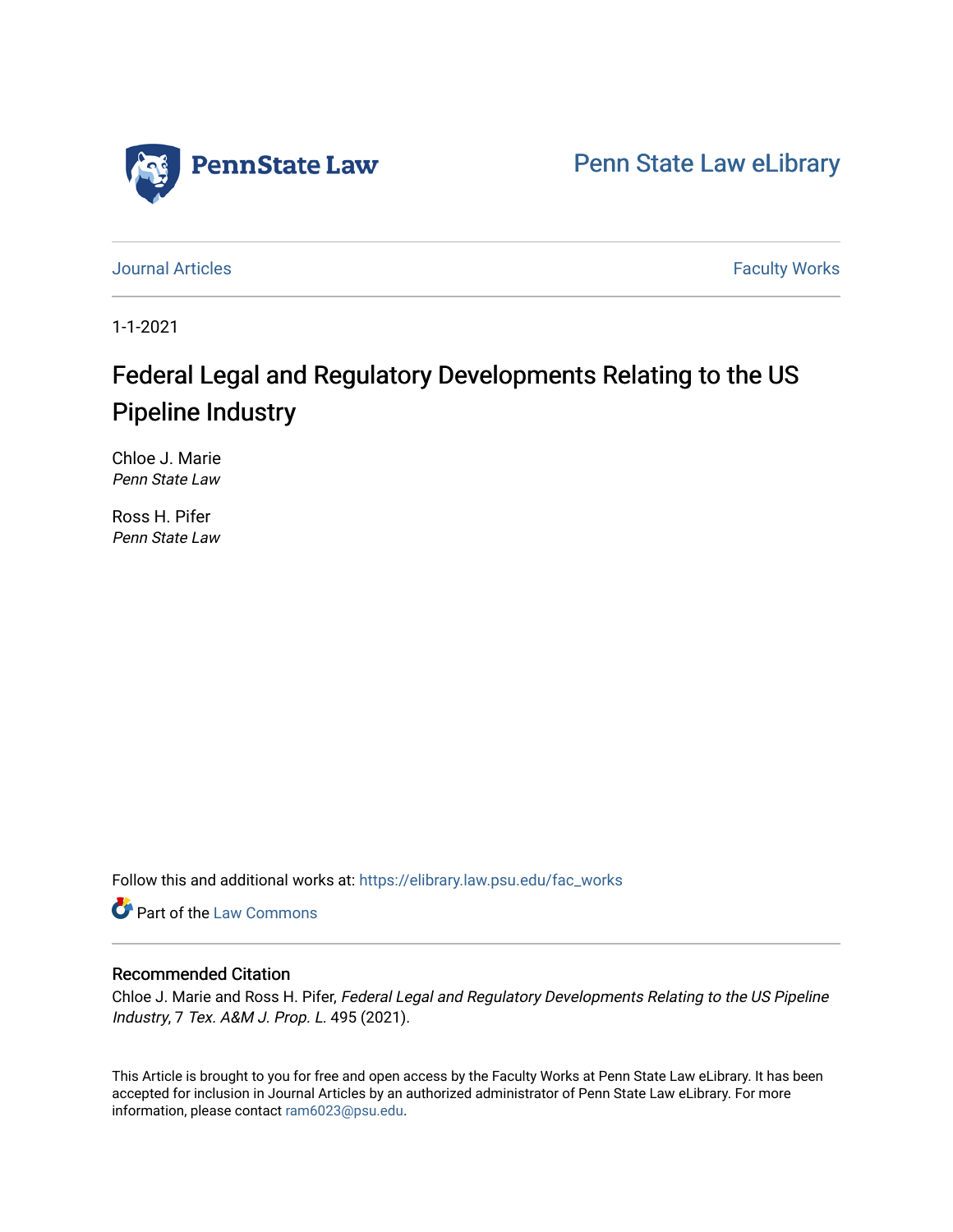Penn State Law

Penn State Law eLibrary

Journal Articles | Faculty Works

1-1-2021

# Federal Legal and Regulatory Developments Relating to the US Pipeline Industry

Chloe J. Marie
*Penn State Law*

Ross H. Pifer
*Penn State Law*

Follow this and additional works at: https://elibrary.law.psu.edu/fac_works

Part of the Law Commons

## Recommended Citation

Chloe J. Marie and Ross H. Pifer, *Federal Legal and Regulatory Developments Relating to the US Pipeline Industry*, 7 *Tex. A&M J. Prop. L.* 495 (2021).

This Article is brought to you for free and open access by the Faculty Works at Penn State Law eLibrary. It has been accepted for inclusion in Journal Articles by an authorized administrator of Penn State Law eLibrary. For more information, please contact ram6023@psu.edu.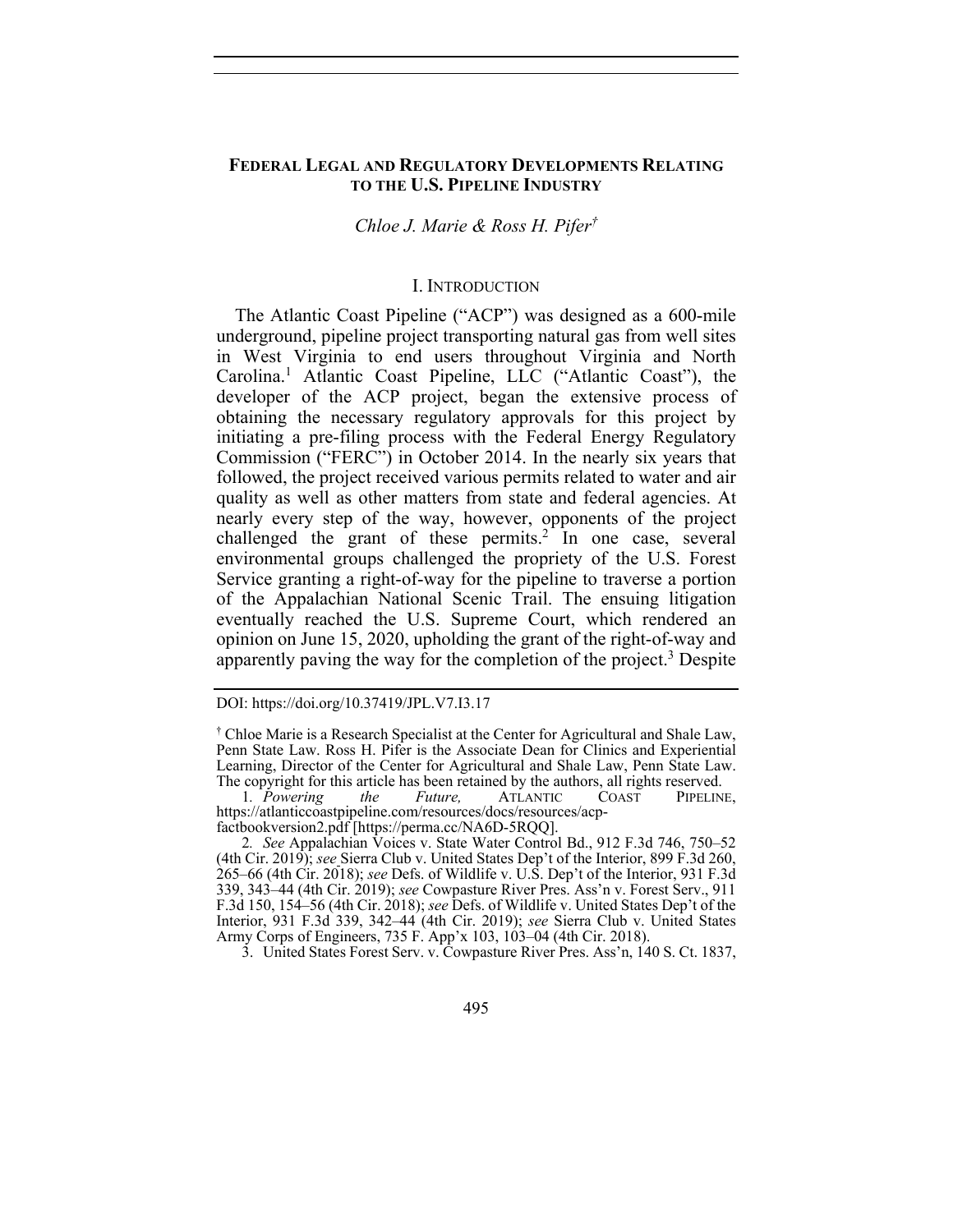# FEDERAL LEGAL AND REGULATORY DEVELOPMENTS RELATING TO THE U.S. PIPELINE INDUSTRY

*Chloe J. Marie & Ross H. Pifer*†

## I. INTRODUCTION

The Atlantic Coast Pipeline ("ACP") was designed as a 600-mile underground, pipeline project transporting natural gas from well sites in West Virginia to end users throughout Virginia and North Carolina.[1] Atlantic Coast Pipeline, LLC ("Atlantic Coast"), the developer of the ACP project, began the extensive process of obtaining the necessary regulatory approvals for this project by initiating a pre-filing process with the Federal Energy Regulatory Commission ("FERC") in October 2014. In the nearly six years that followed, the project received various permits related to water and air quality as well as other matters from state and federal agencies. At nearly every step of the way, however, opponents of the project challenged the grant of these permits.[2] In one case, several environmental groups challenged the propriety of the U.S. Forest Service granting a right-of-way for the pipeline to traverse a portion of the Appalachian National Scenic Trail. The ensuing litigation eventually reached the U.S. Supreme Court, which rendered an opinion on June 15, 2020, upholding the grant of the right-of-way and apparently paving the way for the completion of the project.[3] Despite

---

DOI: https://doi.org/10.37419/JPL.V7.I3.17

† Chloe Marie is a Research Specialist at the Center for Agricultural and Shale Law, Penn State Law. Ross H. Pifer is the Associate Dean for Clinics and Experiential Learning, Director of the Center for Agricultural and Shale Law, Penn State Law. The copyright for this article has been retained by the authors, all rights reserved.

1. *Powering the Future,* ATLANTIC COAST PIPELINE, https://atlanticcoastpipeline.com/resources/docs/resources/acp-factbookversion2.pdf [https://perma.cc/NA6D-5RQQ].

2. *See* Appalachian Voices v. State Water Control Bd., 912 F.3d 746, 750–52 (4th Cir. 2019); *see* Sierra Club v. United States Dep't of the Interior, 899 F.3d 260, 265–66 (4th Cir. 2018); *see* Defs. of Wildlife v. U.S. Dep't of the Interior, 931 F.3d 339, 343–44 (4th Cir. 2019); *see* Cowpasture River Pres. Ass'n v. Forest Serv., 911 F.3d 150, 154–56 (4th Cir. 2018); *see* Defs. of Wildlife v. United States Dep't of the Interior, 931 F.3d 339, 342–44 (4th Cir. 2019); *see* Sierra Club v. United States Army Corps of Engineers, 735 F. App'x 103, 103–04 (4th Cir. 2018).

3. United States Forest Serv. v. Cowpasture River Pres. Ass'n, 140 S. Ct. 1837,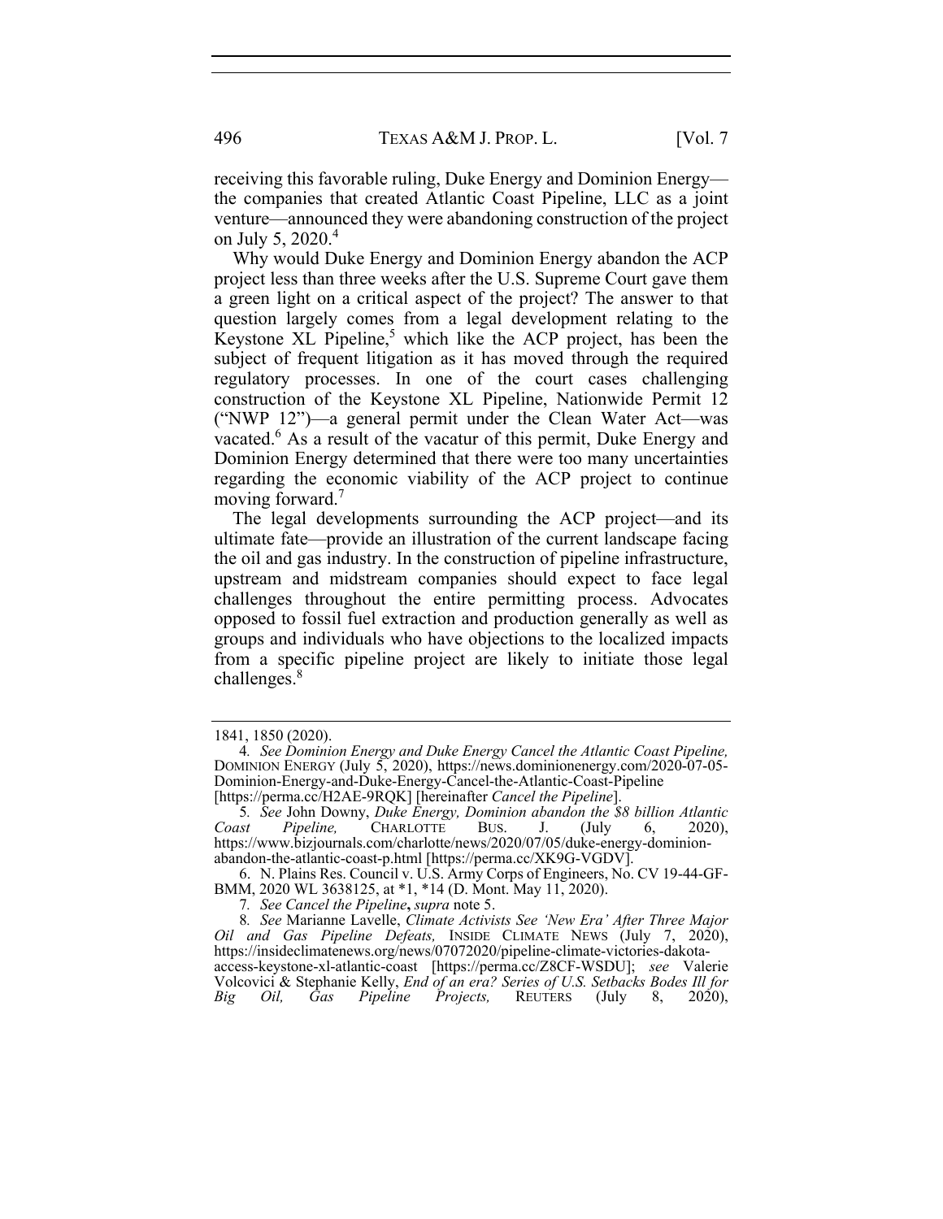receiving this favorable ruling, Duke Energy and Dominion Energy—the companies that created Atlantic Coast Pipeline, LLC as a joint venture—announced they were abandoning construction of the project on July 5, 2020.[4]

Why would Duke Energy and Dominion Energy abandon the ACP project less than three weeks after the U.S. Supreme Court gave them a green light on a critical aspect of the project? The answer to that question largely comes from a legal development relating to the Keystone XL Pipeline,[5] which like the ACP project, has been the subject of frequent litigation as it has moved through the required regulatory processes. In one of the court cases challenging construction of the Keystone XL Pipeline, Nationwide Permit 12 ("NWP 12")—a general permit under the Clean Water Act—was vacated.[6] As a result of the vacatur of this permit, Duke Energy and Dominion Energy determined that there were too many uncertainties regarding the economic viability of the ACP project to continue moving forward.[7]

The legal developments surrounding the ACP project—and its ultimate fate—provide an illustration of the current landscape facing the oil and gas industry. In the construction of pipeline infrastructure, upstream and midstream companies should expect to face legal challenges throughout the entire permitting process. Advocates opposed to fossil fuel extraction and production generally as well as groups and individuals who have objections to the localized impacts from a specific pipeline project are likely to initiate those legal challenges.[8]

---

1841, 1850 (2020).

4. *See Dominion Energy and Duke Energy Cancel the Atlantic Coast Pipeline,* DOMINION ENERGY (July 5, 2020), https://news.dominionenergy.com/2020-07-05-Dominion-Energy-and-Duke-Energy-Cancel-the-Atlantic-Coast-Pipeline [https://perma.cc/H2AE-9RQK] [hereinafter *Cancel the Pipeline*].

5. *See* John Downy, *Duke Energy, Dominion abandon the $8 billion Atlantic Coast Pipeline,* CHARLOTTE BUS. J. (July 6, 2020), https://www.bizjournals.com/charlotte/news/2020/07/05/duke-energy-dominion-abandon-the-atlantic-coast-p.html [https://perma.cc/XK9G-VGDV].

6. N. Plains Res. Council v. U.S. Army Corps of Engineers, No. CV 19-44-GF-BMM, 2020 WL 3638125, at *1, *14 (D. Mont. May 11, 2020).

7. *See Cancel the Pipeline*, *supra* note 5.

8. *See* Marianne Lavelle, *Climate Activists See 'New Era' After Three Major Oil and Gas Pipeline Defeats,* INSIDE CLIMATE NEWS (July 7, 2020), https://insideclimatenews.org/news/07072020/pipeline-climate-victories-dakota-access-keystone-xl-atlantic-coast [https://perma.cc/Z8CF-WSDU]; *see* Valerie Volcovici & Stephanie Kelly, *End of an era? Series of U.S. Setbacks Bodes Ill for Big Oil, Gas Pipeline Projects,* REUTERS (July 8, 2020),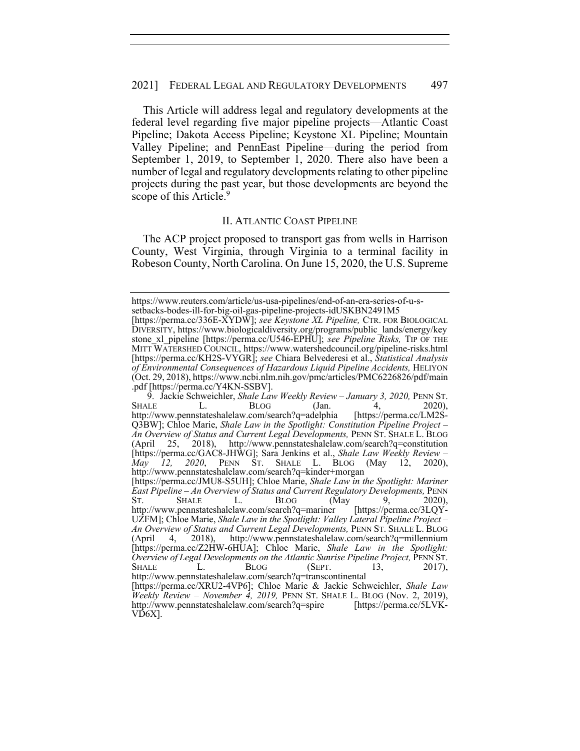This Article will address legal and regulatory developments at the federal level regarding five major pipeline projects—Atlantic Coast Pipeline; Dakota Access Pipeline; Keystone XL Pipeline; Mountain Valley Pipeline; and PennEast Pipeline—during the period from September 1, 2019, to September 1, 2020. There also have been a number of legal and regulatory developments relating to other pipeline projects during the past year, but those developments are beyond the scope of this Article.[9]

## II. ATLANTIC COAST PIPELINE

The ACP project proposed to transport gas from wells in Harrison County, West Virginia, through Virginia to a terminal facility in Robeson County, North Carolina. On June 15, 2020, the U.S. Supreme

---

https://www.reuters.com/article/us-usa-pipelines/end-of-an-era-series-of-u-s-setbacks-bodes-ill-for-big-oil-gas-pipeline-projects-idUSKBN2491M5 [https://perma.cc/336E-XYDW]; *see Keystone XL Pipeline,* CTR. FOR BIOLOGICAL DIVERSITY, https://www.biologicaldiversity.org/programs/public_lands/energy/keystone_xl_pipeline [https://perma.cc/U546-EPHU]; *see Pipeline Risks,* TIP OF THE MITT WATERSHED COUNCIL, https://www.watershedcouncil.org/pipeline-risks.html [https://perma.cc/KH2S-VYGR]; *see* Chiara Belvederesi et al., *Statistical Analysis of Environmental Consequences of Hazardous Liquid Pipeline Accidents,* HELIYON (Oct. 29, 2018), https://www.ncbi.nlm.nih.gov/pmc/articles/PMC6226826/pdf/main.pdf [https://perma.cc/Y4KN-SSBV].

9. Jackie Schweichler, *Shale Law Weekly Review – January 3, 2020,* PENN ST. SHALE L. BLOG (Jan. 4, 2020), http://www.pennstateshalelaw.com/search?q=adelphia [https://perma.cc/LM2S-Q3BW]; Chloe Marie, *Shale Law in the Spotlight: Constitution Pipeline Project – An Overview of Status and Current Legal Developments,* PENN ST. SHALE L. BLOG (April 25, 2018), http://www.pennstateshalelaw.com/search?q=constitution [https://perma.cc/GAC8-JHWG]; Sara Jenkins et al., *Shale Law Weekly Review – May 12, 2020*, PENN ST. SHALE L. BLOG (May 12, 2020), http://www.pennstateshalelaw.com/search?q=kinder+morgan [https://perma.cc/JMU8-S5UH]; Chloe Marie, *Shale Law in the Spotlight: Mariner East Pipeline – An Overview of Status and Current Regulatory Developments,* PENN ST. SHALE L. BLOG (May 9, 2020), http://www.pennstateshalelaw.com/search?q=mariner [https://perma.cc/3LQY-UZFM]; Chloe Marie, *Shale Law in the Spotlight: Valley Lateral Pipeline Project – An Overview of Status and Current Legal Developments,* PENN ST. SHALE L. BLOG (April 4, 2018), http://www.pennstateshalelaw.com/search?q=millennium [https://perma.cc/Z2HW-6HUA]; Chloe Marie, *Shale Law in the Spotlight: Overview of Legal Developments on the Atlantic Sunrise Pipeline Project,* PENN ST. SHALE L. BLOG (SEPT. 13, 2017), http://www.pennstateshalelaw.com/search?q=transcontinental [https://perma.cc/XRU2-4VP6]; Chloe Marie & Jackie Schweichler, *Shale Law Weekly Review – November 4, 2019,* PENN ST. SHALE L. BLOG (Nov. 2, 2019), http://www.pennstateshalelaw.com/search?q=spire [https://perma.cc/5LVK-VD6X].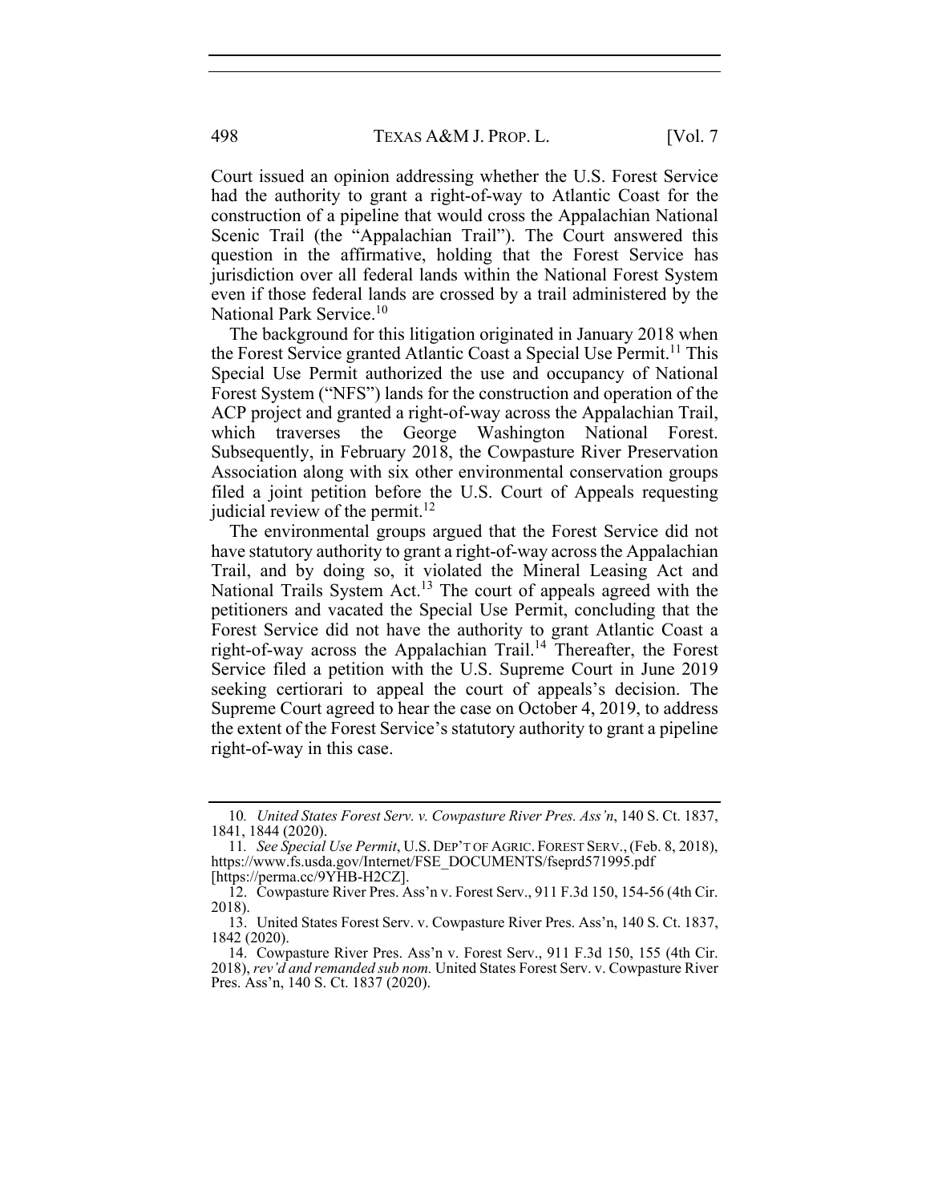Court issued an opinion addressing whether the U.S. Forest Service had the authority to grant a right-of-way to Atlantic Coast for the construction of a pipeline that would cross the Appalachian National Scenic Trail (the "Appalachian Trail"). The Court answered this question in the affirmative, holding that the Forest Service has jurisdiction over all federal lands within the National Forest System even if those federal lands are crossed by a trail administered by the National Park Service.[10]

The background for this litigation originated in January 2018 when the Forest Service granted Atlantic Coast a Special Use Permit.[11] This Special Use Permit authorized the use and occupancy of National Forest System ("NFS") lands for the construction and operation of the ACP project and granted a right-of-way across the Appalachian Trail, which traverses the George Washington National Forest. Subsequently, in February 2018, the Cowpasture River Preservation Association along with six other environmental conservation groups filed a joint petition before the U.S. Court of Appeals requesting judicial review of the permit.[12]

The environmental groups argued that the Forest Service did not have statutory authority to grant a right-of-way across the Appalachian Trail, and by doing so, it violated the Mineral Leasing Act and National Trails System Act.[13] The court of appeals agreed with the petitioners and vacated the Special Use Permit, concluding that the Forest Service did not have the authority to grant Atlantic Coast a right-of-way across the Appalachian Trail.[14] Thereafter, the Forest Service filed a petition with the U.S. Supreme Court in June 2019 seeking certiorari to appeal the court of appeals's decision. The Supreme Court agreed to hear the case on October 4, 2019, to address the extent of the Forest Service's statutory authority to grant a pipeline right-of-way in this case.

---

10. *United States Forest Serv. v. Cowpasture River Pres. Ass'n*, 140 S. Ct. 1837, 1841, 1844 (2020).

11. *See Special Use Permit*, U.S. DEP'T OF AGRIC. FOREST SERV., (Feb. 8, 2018), https://www.fs.usda.gov/Internet/FSE_DOCUMENTS/fseprd571995.pdf [https://perma.cc/9YHB-H2CZ].

12. Cowpasture River Pres. Ass'n v. Forest Serv., 911 F.3d 150, 154-56 (4th Cir. 2018).

13. United States Forest Serv. v. Cowpasture River Pres. Ass'n, 140 S. Ct. 1837, 1842 (2020).

14. Cowpasture River Pres. Ass'n v. Forest Serv., 911 F.3d 150, 155 (4th Cir. 2018), *rev'd and remanded sub nom.* United States Forest Serv. v. Cowpasture River Pres. Ass'n, 140 S. Ct. 1837 (2020).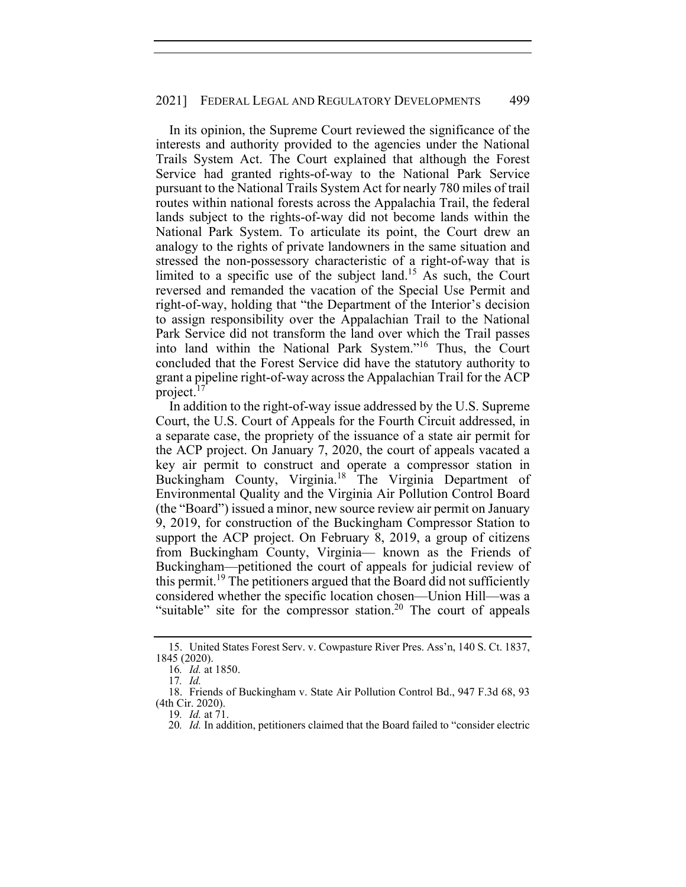In its opinion, the Supreme Court reviewed the significance of the interests and authority provided to the agencies under the National Trails System Act. The Court explained that although the Forest Service had granted rights-of-way to the National Park Service pursuant to the National Trails System Act for nearly 780 miles of trail routes within national forests across the Appalachia Trail, the federal lands subject to the rights-of-way did not become lands within the National Park System. To articulate its point, the Court drew an analogy to the rights of private landowners in the same situation and stressed the non-possessory characteristic of a right-of-way that is limited to a specific use of the subject land.[15] As such, the Court reversed and remanded the vacation of the Special Use Permit and right-of-way, holding that "the Department of the Interior's decision to assign responsibility over the Appalachian Trail to the National Park Service did not transform the land over which the Trail passes into land within the National Park System."[16] Thus, the Court concluded that the Forest Service did have the statutory authority to grant a pipeline right-of-way across the Appalachian Trail for the ACP project.[17]

In addition to the right-of-way issue addressed by the U.S. Supreme Court, the U.S. Court of Appeals for the Fourth Circuit addressed, in a separate case, the propriety of the issuance of a state air permit for the ACP project. On January 7, 2020, the court of appeals vacated a key air permit to construct and operate a compressor station in Buckingham County, Virginia.[18] The Virginia Department of Environmental Quality and the Virginia Air Pollution Control Board (the "Board") issued a minor, new source review air permit on January 9, 2019, for construction of the Buckingham Compressor Station to support the ACP project. On February 8, 2019, a group of citizens from Buckingham County, Virginia— known as the Friends of Buckingham—petitioned the court of appeals for judicial review of this permit.[19] The petitioners argued that the Board did not sufficiently considered whether the specific location chosen—Union Hill—was a "suitable" site for the compressor station.[20] The court of appeals

15. United States Forest Serv. v. Cowpasture River Pres. Ass'n, 140 S. Ct. 1837, 1845 (2020).

16. *Id.* at 1850.

17. *Id.*

18. Friends of Buckingham v. State Air Pollution Control Bd., 947 F.3d 68, 93 (4th Cir. 2020).

19. *Id.* at 71.

20. *Id.* In addition, petitioners claimed that the Board failed to "consider electric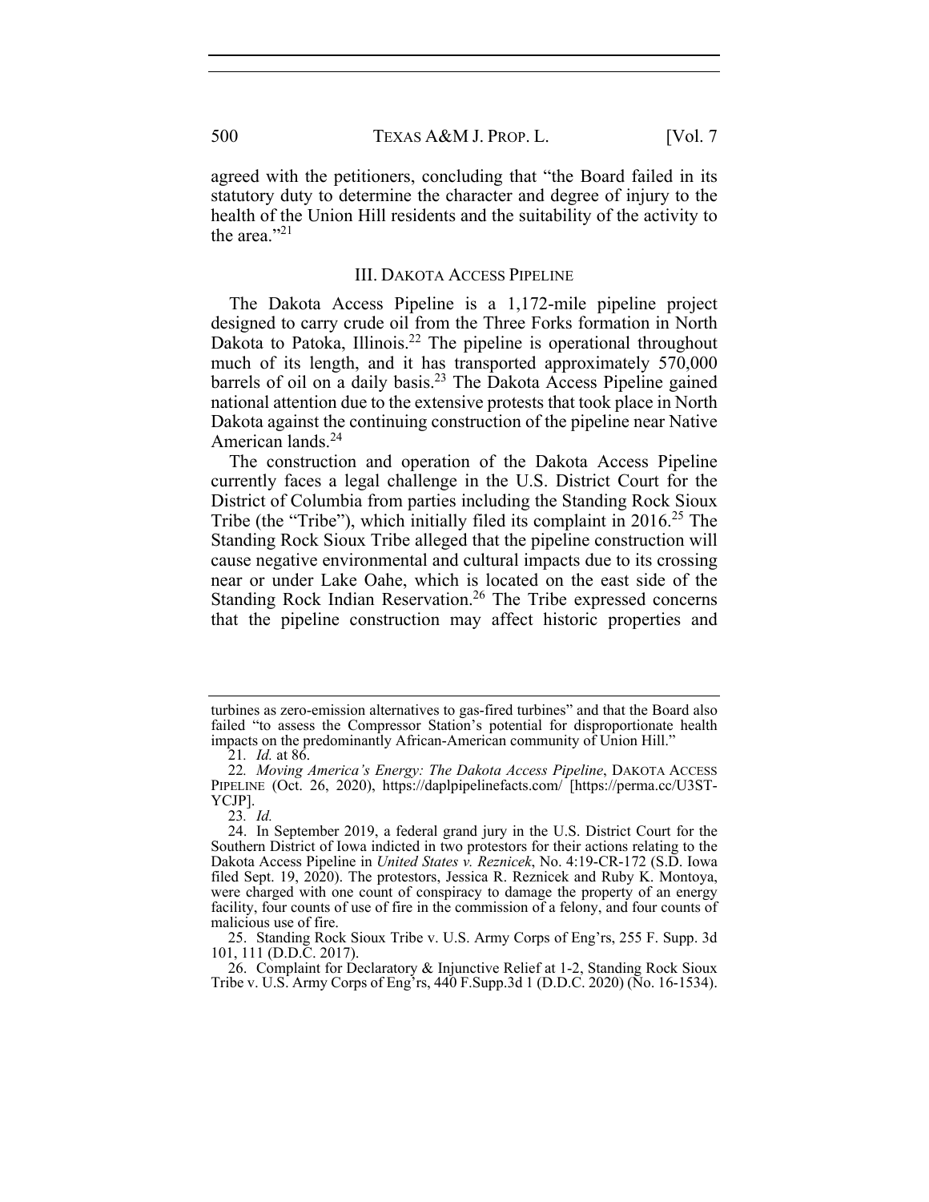agreed with the petitioners, concluding that "the Board failed in its statutory duty to determine the character and degree of injury to the health of the Union Hill residents and the suitability of the activity to the area."[21]

## III. DAKOTA ACCESS PIPELINE

The Dakota Access Pipeline is a 1,172-mile pipeline project designed to carry crude oil from the Three Forks formation in North Dakota to Patoka, Illinois.[22] The pipeline is operational throughout much of its length, and it has transported approximately 570,000 barrels of oil on a daily basis.[23] The Dakota Access Pipeline gained national attention due to the extensive protests that took place in North Dakota against the continuing construction of the pipeline near Native American lands.[24]

The construction and operation of the Dakota Access Pipeline currently faces a legal challenge in the U.S. District Court for the District of Columbia from parties including the Standing Rock Sioux Tribe (the "Tribe"), which initially filed its complaint in 2016.[25] The Standing Rock Sioux Tribe alleged that the pipeline construction will cause negative environmental and cultural impacts due to its crossing near or under Lake Oahe, which is located on the east side of the Standing Rock Indian Reservation.[26] The Tribe expressed concerns that the pipeline construction may affect historic properties and

---

turbines as zero-emission alternatives to gas-fired turbines" and that the Board also failed "to assess the Compressor Station's potential for disproportionate health impacts on the predominantly African-American community of Union Hill."

21. *Id.* at 86.

22. *Moving America's Energy: The Dakota Access Pipeline*, DAKOTA ACCESS PIPELINE (Oct. 26, 2020), https://daplpipelinefacts.com/ [https://perma.cc/U3ST-YCJP].

23. *Id.*

24. In September 2019, a federal grand jury in the U.S. District Court for the Southern District of Iowa indicted in two protestors for their actions relating to the Dakota Access Pipeline in *United States v. Reznicek*, No. 4:19-CR-172 (S.D. Iowa filed Sept. 19, 2020). The protestors, Jessica R. Reznicek and Ruby K. Montoya, were charged with one count of conspiracy to damage the property of an energy facility, four counts of use of fire in the commission of a felony, and four counts of malicious use of fire.

25. Standing Rock Sioux Tribe v. U.S. Army Corps of Eng'rs, 255 F. Supp. 3d 101, 111 (D.D.C. 2017).

26. Complaint for Declaratory & Injunctive Relief at 1-2, Standing Rock Sioux Tribe v. U.S. Army Corps of Eng'rs, 440 F.Supp.3d 1 (D.D.C. 2020) (No. 16-1534).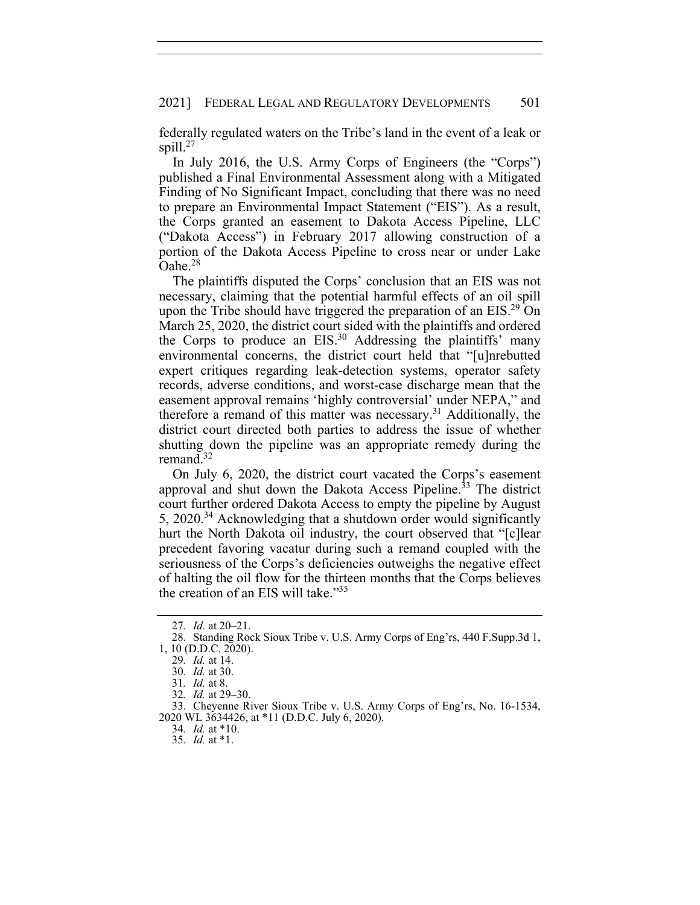federally regulated waters on the Tribe's land in the event of a leak or spill.[27]

In July 2016, the U.S. Army Corps of Engineers (the "Corps") published a Final Environmental Assessment along with a Mitigated Finding of No Significant Impact, concluding that there was no need to prepare an Environmental Impact Statement ("EIS"). As a result, the Corps granted an easement to Dakota Access Pipeline, LLC ("Dakota Access") in February 2017 allowing construction of a portion of the Dakota Access Pipeline to cross near or under Lake Oahe.[28]

The plaintiffs disputed the Corps' conclusion that an EIS was not necessary, claiming that the potential harmful effects of an oil spill upon the Tribe should have triggered the preparation of an EIS.[29] On March 25, 2020, the district court sided with the plaintiffs and ordered the Corps to produce an EIS.[30] Addressing the plaintiffs' many environmental concerns, the district court held that "[u]nrebutted expert critiques regarding leak-detection systems, operator safety records, adverse conditions, and worst-case discharge mean that the easement approval remains 'highly controversial' under NEPA," and therefore a remand of this matter was necessary.[31] Additionally, the district court directed both parties to address the issue of whether shutting down the pipeline was an appropriate remedy during the remand.[32]

On July 6, 2020, the district court vacated the Corps's easement approval and shut down the Dakota Access Pipeline.[33] The district court further ordered Dakota Access to empty the pipeline by August 5, 2020.[34] Acknowledging that a shutdown order would significantly hurt the North Dakota oil industry, the court observed that "[c]lear precedent favoring vacatur during such a remand coupled with the seriousness of the Corps's deficiencies outweighs the negative effect of halting the oil flow for the thirteen months that the Corps believes the creation of an EIS will take."[35]

---

27. *Id.* at 20–21.

28. Standing Rock Sioux Tribe v. U.S. Army Corps of Eng'rs, 440 F.Supp.3d 1, 1, 10 (D.D.C. 2020).

29. *Id.* at 14.

30. *Id.* at 30.

31. *Id.* at 8.

32. *Id.* at 29–30.

33. Cheyenne River Sioux Tribe v. U.S. Army Corps of Eng'rs, No. 16-1534, 2020 WL 3634426, at *11 (D.D.C. July 6, 2020).

34. *Id.* at *10.

35. *Id.* at *1.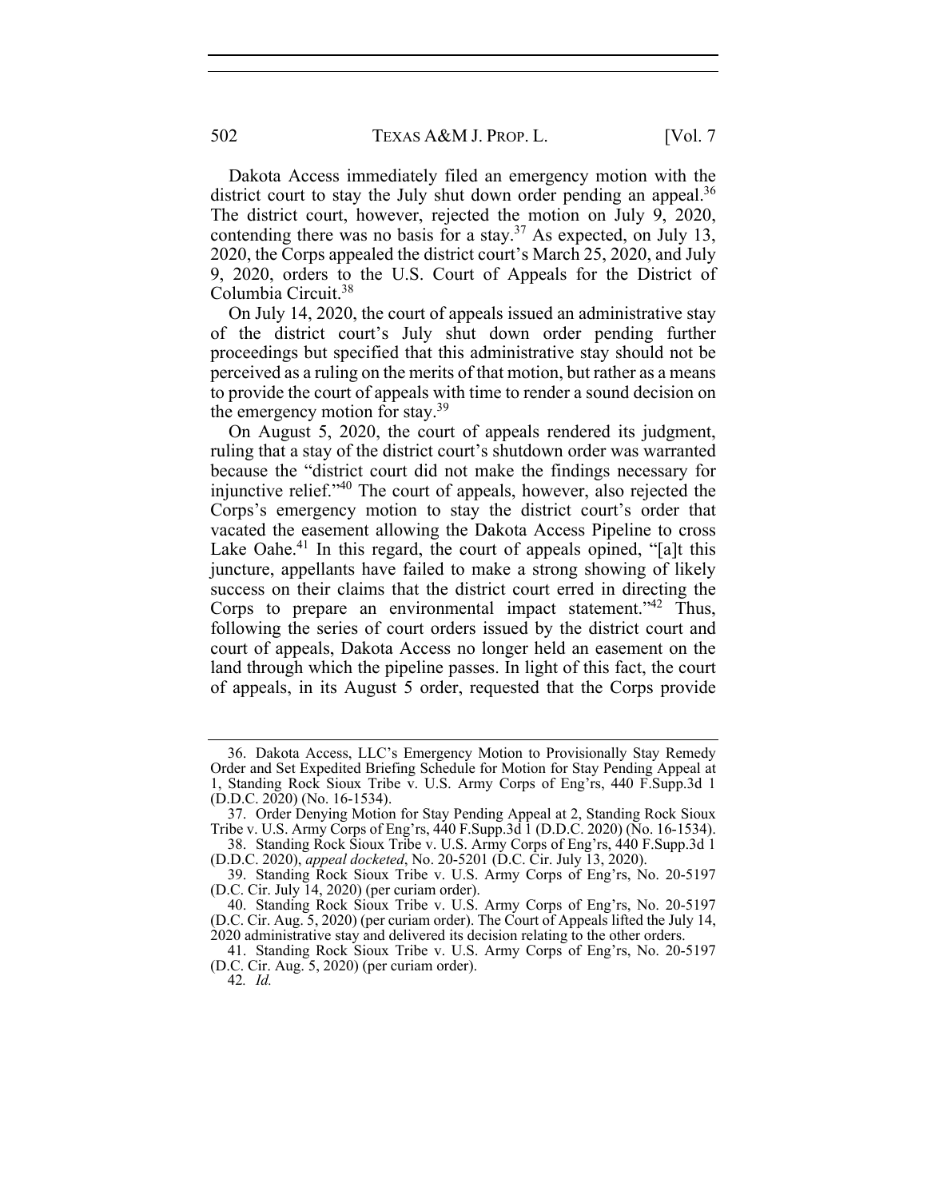Dakota Access immediately filed an emergency motion with the district court to stay the July shut down order pending an appeal.[36] The district court, however, rejected the motion on July 9, 2020, contending there was no basis for a stay.[37] As expected, on July 13, 2020, the Corps appealed the district court's March 25, 2020, and July 9, 2020, orders to the U.S. Court of Appeals for the District of Columbia Circuit.[38]

On July 14, 2020, the court of appeals issued an administrative stay of the district court's July shut down order pending further proceedings but specified that this administrative stay should not be perceived as a ruling on the merits of that motion, but rather as a means to provide the court of appeals with time to render a sound decision on the emergency motion for stay.[39]

On August 5, 2020, the court of appeals rendered its judgment, ruling that a stay of the district court's shutdown order was warranted because the "district court did not make the findings necessary for injunctive relief."[40] The court of appeals, however, also rejected the Corps's emergency motion to stay the district court's order that vacated the easement allowing the Dakota Access Pipeline to cross Lake Oahe.[41] In this regard, the court of appeals opined, "[a]t this juncture, appellants have failed to make a strong showing of likely success on their claims that the district court erred in directing the Corps to prepare an environmental impact statement."[42] Thus, following the series of court orders issued by the district court and court of appeals, Dakota Access no longer held an easement on the land through which the pipeline passes. In light of this fact, the court of appeals, in its August 5 order, requested that the Corps provide

---

36. Dakota Access, LLC's Emergency Motion to Provisionally Stay Remedy Order and Set Expedited Briefing Schedule for Motion for Stay Pending Appeal at 1, Standing Rock Sioux Tribe v. U.S. Army Corps of Eng'rs, 440 F.Supp.3d 1 (D.D.C. 2020) (No. 16-1534).

37. Order Denying Motion for Stay Pending Appeal at 2, Standing Rock Sioux Tribe v. U.S. Army Corps of Eng'rs, 440 F.Supp.3d 1 (D.D.C. 2020) (No. 16-1534).

38. Standing Rock Sioux Tribe v. U.S. Army Corps of Eng'rs, 440 F.Supp.3d 1 (D.D.C. 2020), *appeal docketed*, No. 20-5201 (D.C. Cir. July 13, 2020).

39. Standing Rock Sioux Tribe v. U.S. Army Corps of Eng'rs, No. 20-5197 (D.C. Cir. July 14, 2020) (per curiam order).

40. Standing Rock Sioux Tribe v. U.S. Army Corps of Eng'rs, No. 20-5197 (D.C. Cir. Aug. 5, 2020) (per curiam order). The Court of Appeals lifted the July 14, 2020 administrative stay and delivered its decision relating to the other orders.

41. Standing Rock Sioux Tribe v. U.S. Army Corps of Eng'rs, No. 20-5197 (D.C. Cir. Aug. 5, 2020) (per curiam order).

42. *Id.*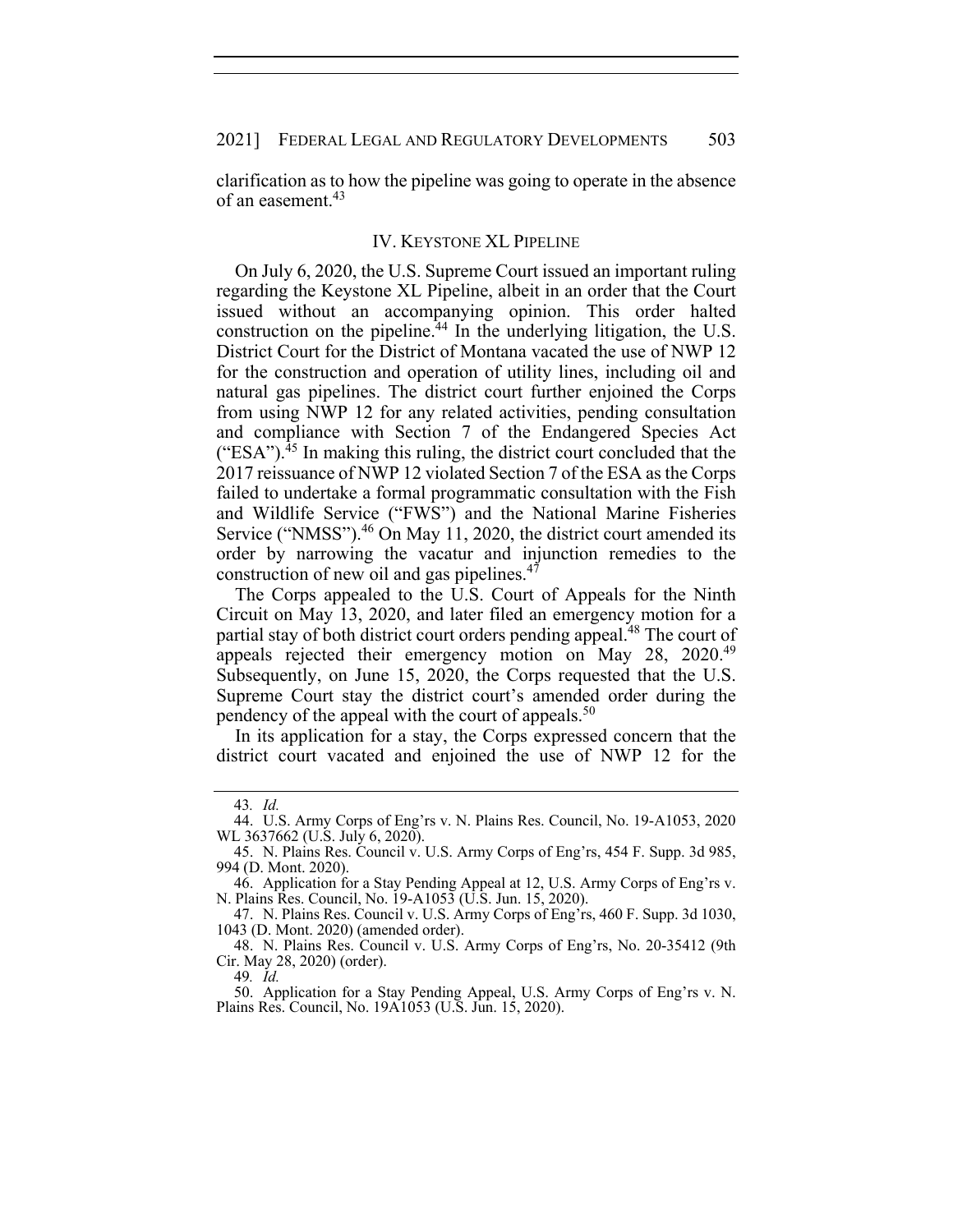clarification as to how the pipeline was going to operate in the absence of an easement.[43]

## IV. KEYSTONE XL PIPELINE

On July 6, 2020, the U.S. Supreme Court issued an important ruling regarding the Keystone XL Pipeline, albeit in an order that the Court issued without an accompanying opinion. This order halted construction on the pipeline.[44] In the underlying litigation, the U.S. District Court for the District of Montana vacated the use of NWP 12 for the construction and operation of utility lines, including oil and natural gas pipelines. The district court further enjoined the Corps from using NWP 12 for any related activities, pending consultation and compliance with Section 7 of the Endangered Species Act ("ESA").[45] In making this ruling, the district court concluded that the 2017 reissuance of NWP 12 violated Section 7 of the ESA as the Corps failed to undertake a formal programmatic consultation with the Fish and Wildlife Service ("FWS") and the National Marine Fisheries Service ("NMSS").[46] On May 11, 2020, the district court amended its order by narrowing the vacatur and injunction remedies to the construction of new oil and gas pipelines.[47]

The Corps appealed to the U.S. Court of Appeals for the Ninth Circuit on May 13, 2020, and later filed an emergency motion for a partial stay of both district court orders pending appeal.[48] The court of appeals rejected their emergency motion on May 28, 2020.[49] Subsequently, on June 15, 2020, the Corps requested that the U.S. Supreme Court stay the district court's amended order during the pendency of the appeal with the court of appeals.[50]

In its application for a stay, the Corps expressed concern that the district court vacated and enjoined the use of NWP 12 for the

---

43. *Id.*

44. U.S. Army Corps of Eng'rs v. N. Plains Res. Council, No. 19-A1053, 2020 WL 3637662 (U.S. July 6, 2020).

45. N. Plains Res. Council v. U.S. Army Corps of Eng'rs, 454 F. Supp. 3d 985, 994 (D. Mont. 2020).

46. Application for a Stay Pending Appeal at 12, U.S. Army Corps of Eng'rs v. N. Plains Res. Council, No. 19-A1053 (U.S. Jun. 15, 2020).

47. N. Plains Res. Council v. U.S. Army Corps of Eng'rs, 460 F. Supp. 3d 1030, 1043 (D. Mont. 2020) (amended order).

48. N. Plains Res. Council v. U.S. Army Corps of Eng'rs, No. 20-35412 (9th Cir. May 28, 2020) (order).

49. *Id.*

50. Application for a Stay Pending Appeal, U.S. Army Corps of Eng'rs v. N. Plains Res. Council, No. 19A1053 (U.S. Jun. 15, 2020).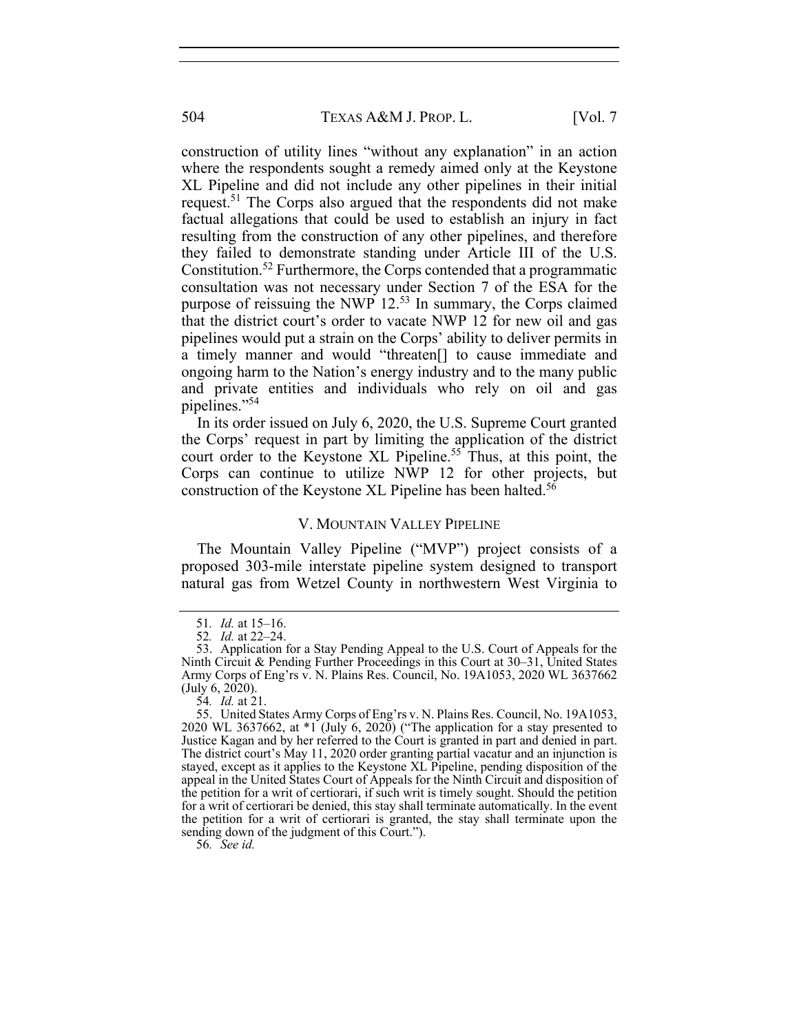construction of utility lines "without any explanation" in an action where the respondents sought a remedy aimed only at the Keystone XL Pipeline and did not include any other pipelines in their initial request.[51] The Corps also argued that the respondents did not make factual allegations that could be used to establish an injury in fact resulting from the construction of any other pipelines, and therefore they failed to demonstrate standing under Article III of the U.S. Constitution.[52] Furthermore, the Corps contended that a programmatic consultation was not necessary under Section 7 of the ESA for the purpose of reissuing the NWP 12.[53] In summary, the Corps claimed that the district court's order to vacate NWP 12 for new oil and gas pipelines would put a strain on the Corps' ability to deliver permits in a timely manner and would "threaten[] to cause immediate and ongoing harm to the Nation's energy industry and to the many public and private entities and individuals who rely on oil and gas pipelines."[54]

In its order issued on July 6, 2020, the U.S. Supreme Court granted the Corps' request in part by limiting the application of the district court order to the Keystone XL Pipeline.[55] Thus, at this point, the Corps can continue to utilize NWP 12 for other projects, but construction of the Keystone XL Pipeline has been halted.[56]

## V. MOUNTAIN VALLEY PIPELINE

The Mountain Valley Pipeline ("MVP") project consists of a proposed 303-mile interstate pipeline system designed to transport natural gas from Wetzel County in northwestern West Virginia to

---

51. *Id.* at 15–16.

52. *Id.* at 22–24.

53. Application for a Stay Pending Appeal to the U.S. Court of Appeals for the Ninth Circuit & Pending Further Proceedings in this Court at 30–31, United States Army Corps of Eng'rs v. N. Plains Res. Council, No. 19A1053, 2020 WL 3637662 (July 6, 2020).

54. *Id.* at 21.

55. United States Army Corps of Eng'rs v. N. Plains Res. Council, No. 19A1053, 2020 WL 3637662, at *1 (July 6, 2020) ("The application for a stay presented to Justice Kagan and by her referred to the Court is granted in part and denied in part. The district court's May 11, 2020 order granting partial vacatur and an injunction is stayed, except as it applies to the Keystone XL Pipeline, pending disposition of the appeal in the United States Court of Appeals for the Ninth Circuit and disposition of the petition for a writ of certiorari, if such writ is timely sought. Should the petition for a writ of certiorari be denied, this stay shall terminate automatically. In the event the petition for a writ of certiorari is granted, the stay shall terminate upon the sending down of the judgment of this Court.").

56. *See id.*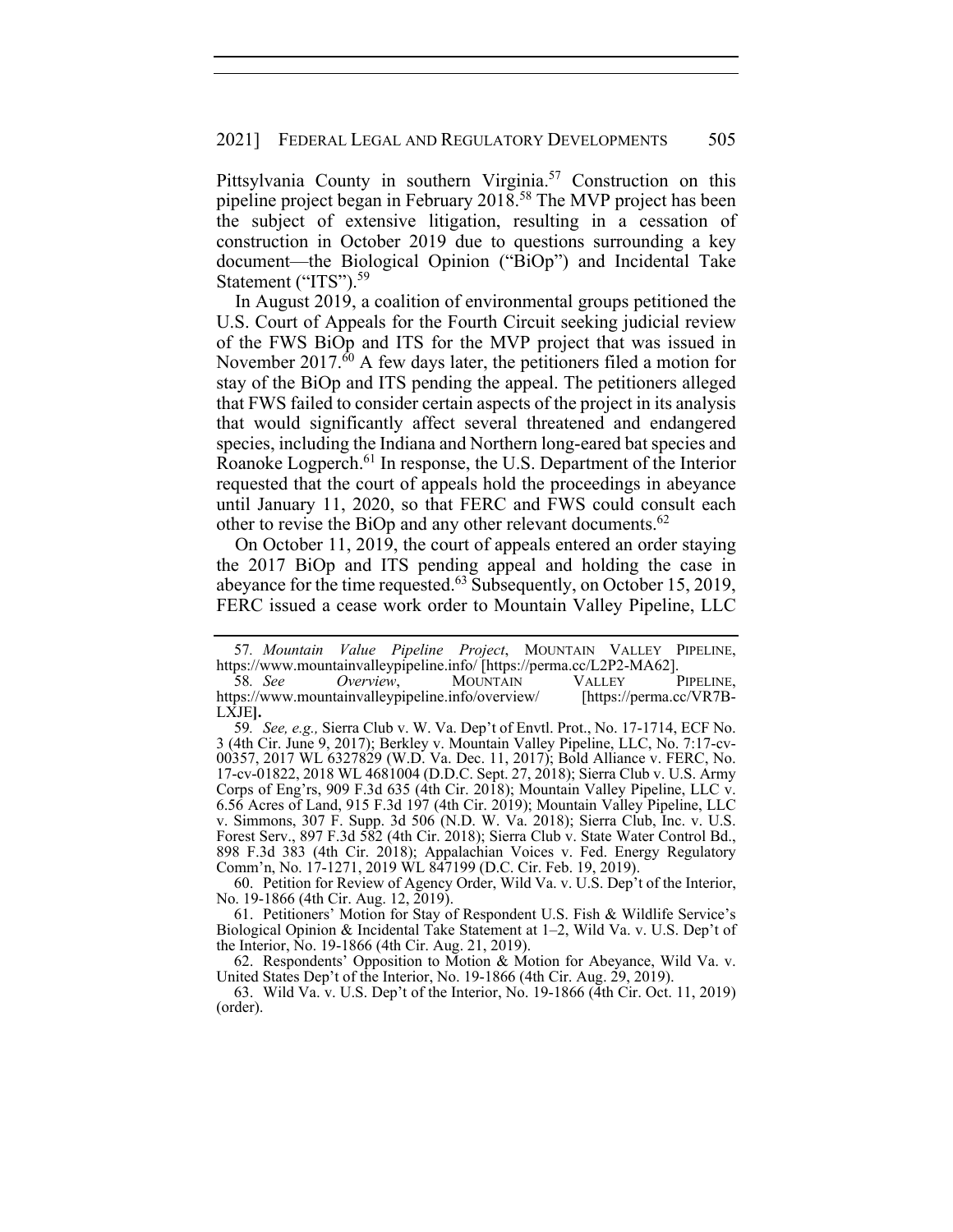Pittsylvania County in southern Virginia.[57] Construction on this pipeline project began in February 2018.[58] The MVP project has been the subject of extensive litigation, resulting in a cessation of construction in October 2019 due to questions surrounding a key document—the Biological Opinion ("BiOp") and Incidental Take Statement ("ITS").[59]

In August 2019, a coalition of environmental groups petitioned the U.S. Court of Appeals for the Fourth Circuit seeking judicial review of the FWS BiOp and ITS for the MVP project that was issued in November 2017.[60] A few days later, the petitioners filed a motion for stay of the BiOp and ITS pending the appeal. The petitioners alleged that FWS failed to consider certain aspects of the project in its analysis that would significantly affect several threatened and endangered species, including the Indiana and Northern long-eared bat species and Roanoke Logperch.[61] In response, the U.S. Department of the Interior requested that the court of appeals hold the proceedings in abeyance until January 11, 2020, so that FERC and FWS could consult each other to revise the BiOp and any other relevant documents.[62]

On October 11, 2019, the court of appeals entered an order staying the 2017 BiOp and ITS pending appeal and holding the case in abeyance for the time requested.[63] Subsequently, on October 15, 2019, FERC issued a cease work order to Mountain Valley Pipeline, LLC

---

57. *Mountain Value Pipeline Project*, MOUNTAIN VALLEY PIPELINE, https://www.mountainvalleypipeline.info/ [https://perma.cc/L2P2-MA62].

58. *See Overview*, MOUNTAIN VALLEY PIPELINE, https://www.mountainvalleypipeline.info/overview/ [https://perma.cc/VR7B-LXJE].

59. *See, e.g.,* Sierra Club v. W. Va. Dep't of Envtl. Prot., No. 17-1714, ECF No. 3 (4th Cir. June 9, 2017); Berkley v. Mountain Valley Pipeline, LLC, No. 7:17-cv-00357, 2017 WL 6327829 (W.D. Va. Dec. 11, 2017); Bold Alliance v. FERC, No. 17-cv-01822, 2018 WL 4681004 (D.D.C. Sept. 27, 2018); Sierra Club v. U.S. Army Corps of Eng'rs, 909 F.3d 635 (4th Cir. 2018); Mountain Valley Pipeline, LLC v. 6.56 Acres of Land, 915 F.3d 197 (4th Cir. 2019); Mountain Valley Pipeline, LLC v. Simmons, 307 F. Supp. 3d 506 (N.D. W. Va. 2018); Sierra Club, Inc. v. U.S. Forest Serv., 897 F.3d 582 (4th Cir. 2018); Sierra Club v. State Water Control Bd., 898 F.3d 383 (4th Cir. 2018); Appalachian Voices v. Fed. Energy Regulatory Comm'n, No. 17-1271, 2019 WL 847199 (D.C. Cir. Feb. 19, 2019).

60. Petition for Review of Agency Order, Wild Va. v. U.S. Dep't of the Interior, No. 19-1866 (4th Cir. Aug. 12, 2019).

61. Petitioners' Motion for Stay of Respondent U.S. Fish & Wildlife Service's Biological Opinion & Incidental Take Statement at 1–2, Wild Va. v. U.S. Dep't of the Interior, No. 19-1866 (4th Cir. Aug. 21, 2019).

62. Respondents' Opposition to Motion & Motion for Abeyance, Wild Va. v. United States Dep't of the Interior, No. 19-1866 (4th Cir. Aug. 29, 2019).

63. Wild Va. v. U.S. Dep't of the Interior, No. 19-1866 (4th Cir. Oct. 11, 2019) (order).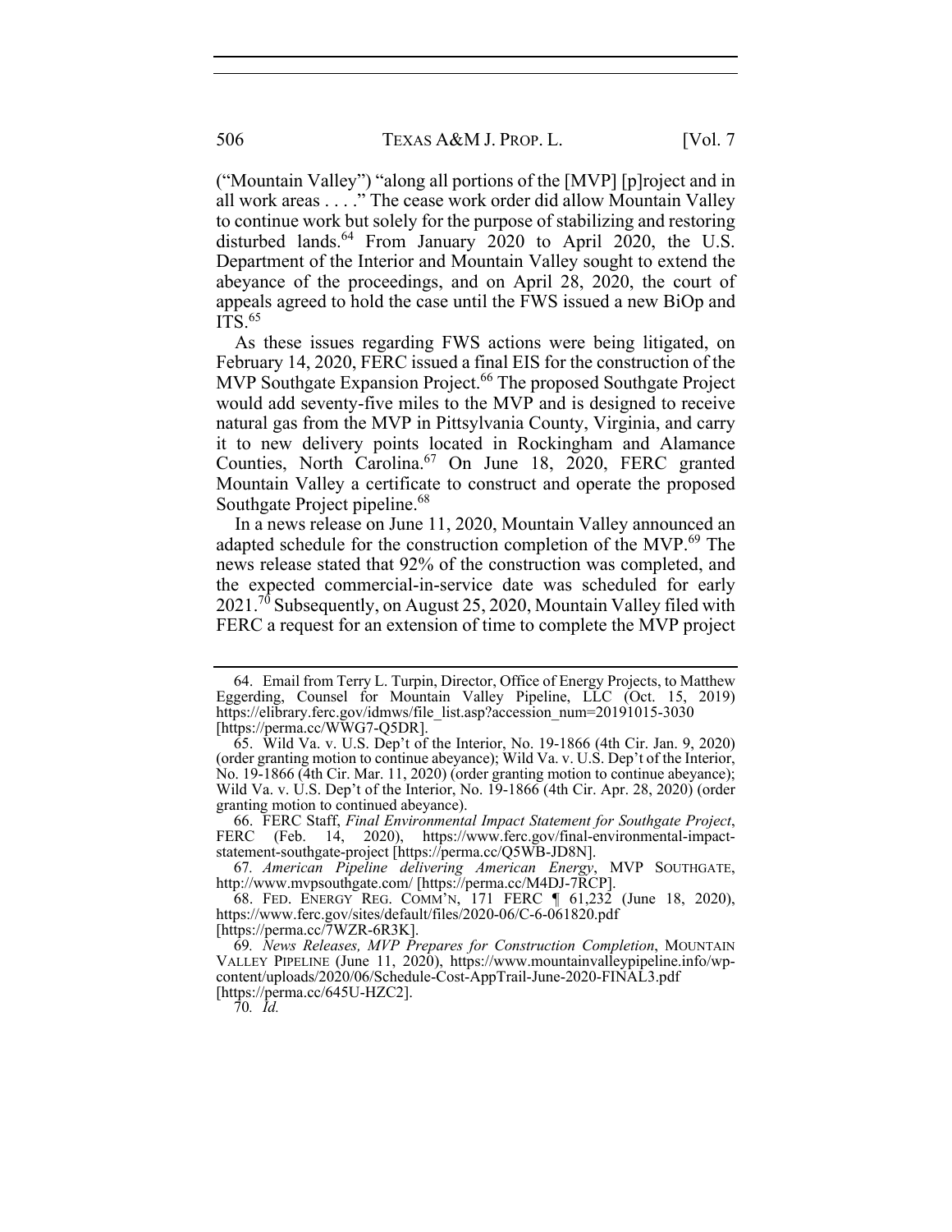("Mountain Valley") "along all portions of the [MVP] [p]roject and in all work areas . . . ." The cease work order did allow Mountain Valley to continue work but solely for the purpose of stabilizing and restoring disturbed lands.[64] From January 2020 to April 2020, the U.S. Department of the Interior and Mountain Valley sought to extend the abeyance of the proceedings, and on April 28, 2020, the court of appeals agreed to hold the case until the FWS issued a new BiOp and ITS.[65]

As these issues regarding FWS actions were being litigated, on February 14, 2020, FERC issued a final EIS for the construction of the MVP Southgate Expansion Project.[66] The proposed Southgate Project would add seventy-five miles to the MVP and is designed to receive natural gas from the MVP in Pittsylvania County, Virginia, and carry it to new delivery points located in Rockingham and Alamance Counties, North Carolina.[67] On June 18, 2020, FERC granted Mountain Valley a certificate to construct and operate the proposed Southgate Project pipeline.[68]

In a news release on June 11, 2020, Mountain Valley announced an adapted schedule for the construction completion of the MVP.[69] The news release stated that 92% of the construction was completed, and the expected commercial-in-service date was scheduled for early 2021.[70] Subsequently, on August 25, 2020, Mountain Valley filed with FERC a request for an extension of time to complete the MVP project

---

64. Email from Terry L. Turpin, Director, Office of Energy Projects, to Matthew Eggerding, Counsel for Mountain Valley Pipeline, LLC (Oct. 15, 2019) https://elibrary.ferc.gov/idmws/file_list.asp?accession_num=20191015-3030 [https://perma.cc/WWG7-Q5DR].

65. Wild Va. v. U.S. Dep't of the Interior, No. 19-1866 (4th Cir. Jan. 9, 2020) (order granting motion to continue abeyance); Wild Va. v. U.S. Dep't of the Interior, No. 19-1866 (4th Cir. Mar. 11, 2020) (order granting motion to continue abeyance); Wild Va. v. U.S. Dep't of the Interior, No. 19-1866 (4th Cir. Apr. 28, 2020) (order granting motion to continued abeyance).

66. FERC Staff, *Final Environmental Impact Statement for Southgate Project*, FERC (Feb. 14, 2020), https://www.ferc.gov/final-environmental-impact-statement-southgate-project [https://perma.cc/Q5WB-JD8N].

67. *American Pipeline delivering American Energy*, MVP SOUTHGATE, http://www.mvpsouthgate.com/ [https://perma.cc/M4DJ-7RCP].

68. FED. ENERGY REG. COMM'N, 171 FERC ¶ 61,232 (June 18, 2020), https://www.ferc.gov/sites/default/files/2020-06/C-6-061820.pdf [https://perma.cc/7WZR-6R3K].

69. *News Releases, MVP Prepares for Construction Completion*, MOUNTAIN VALLEY PIPELINE (June 11, 2020), https://www.mountainvalleypipeline.info/wp-content/uploads/2020/06/Schedule-Cost-AppTrail-June-2020-FINAL3.pdf [https://perma.cc/645U-HZC2].

70. *Id.*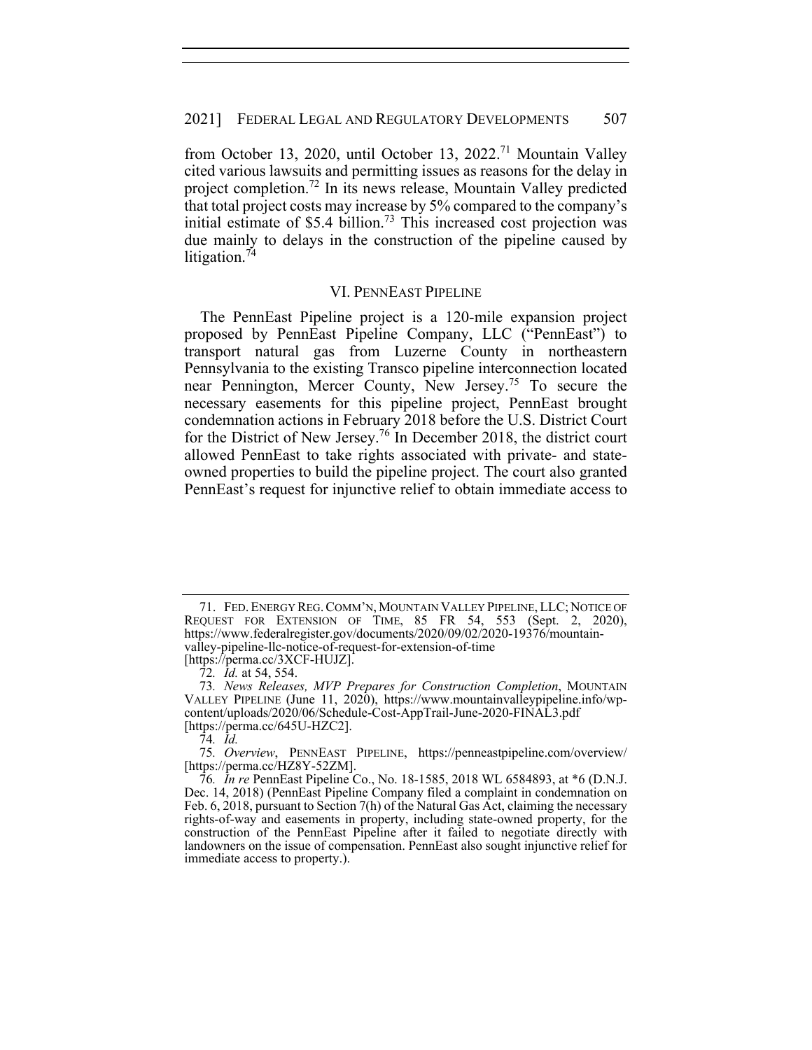from October 13, 2020, until October 13, 2022.[71] Mountain Valley cited various lawsuits and permitting issues as reasons for the delay in project completion.[72] In its news release, Mountain Valley predicted that total project costs may increase by 5% compared to the company's initial estimate of $5.4 billion.[73] This increased cost projection was due mainly to delays in the construction of the pipeline caused by litigation.[74]

## VI. PENNEAST PIPELINE

The PennEast Pipeline project is a 120-mile expansion project proposed by PennEast Pipeline Company, LLC ("PennEast") to transport natural gas from Luzerne County in northeastern Pennsylvania to the existing Transco pipeline interconnection located near Pennington, Mercer County, New Jersey.[75] To secure the necessary easements for this pipeline project, PennEast brought condemnation actions in February 2018 before the U.S. District Court for the District of New Jersey.[76] In December 2018, the district court allowed PennEast to take rights associated with private- and state-owned properties to build the pipeline project. The court also granted PennEast's request for injunctive relief to obtain immediate access to

---

71. FED. ENERGY REG. COMM'N, MOUNTAIN VALLEY PIPELINE, LLC; NOTICE OF REQUEST FOR EXTENSION OF TIME, 85 FR 54, 553 (Sept. 2, 2020), https://www.federalregister.gov/documents/2020/09/02/2020-19376/mountain-valley-pipeline-llc-notice-of-request-for-extension-of-time [https://perma.cc/3XCF-HUJZ].

72. *Id.* at 54, 554.

73. *News Releases, MVP Prepares for Construction Completion*, MOUNTAIN VALLEY PIPELINE (June 11, 2020), https://www.mountainvalleypipeline.info/wp-content/uploads/2020/06/Schedule-Cost-AppTrail-June-2020-FINAL3.pdf [https://perma.cc/645U-HZC2].

74. *Id.*

75. *Overview*, PENNEAST PIPELINE, https://penneastpipeline.com/overview/ [https://perma.cc/HZ8Y-52ZM].

76. *In re* PennEast Pipeline Co., No. 18-1585, 2018 WL 6584893, at *6 (D.N.J. Dec. 14, 2018) (PennEast Pipeline Company filed a complaint in condemnation on Feb. 6, 2018, pursuant to Section 7(h) of the Natural Gas Act, claiming the necessary rights-of-way and easements in property, including state-owned property, for the construction of the PennEast Pipeline after it failed to negotiate directly with landowners on the issue of compensation. PennEast also sought injunctive relief for immediate access to property.).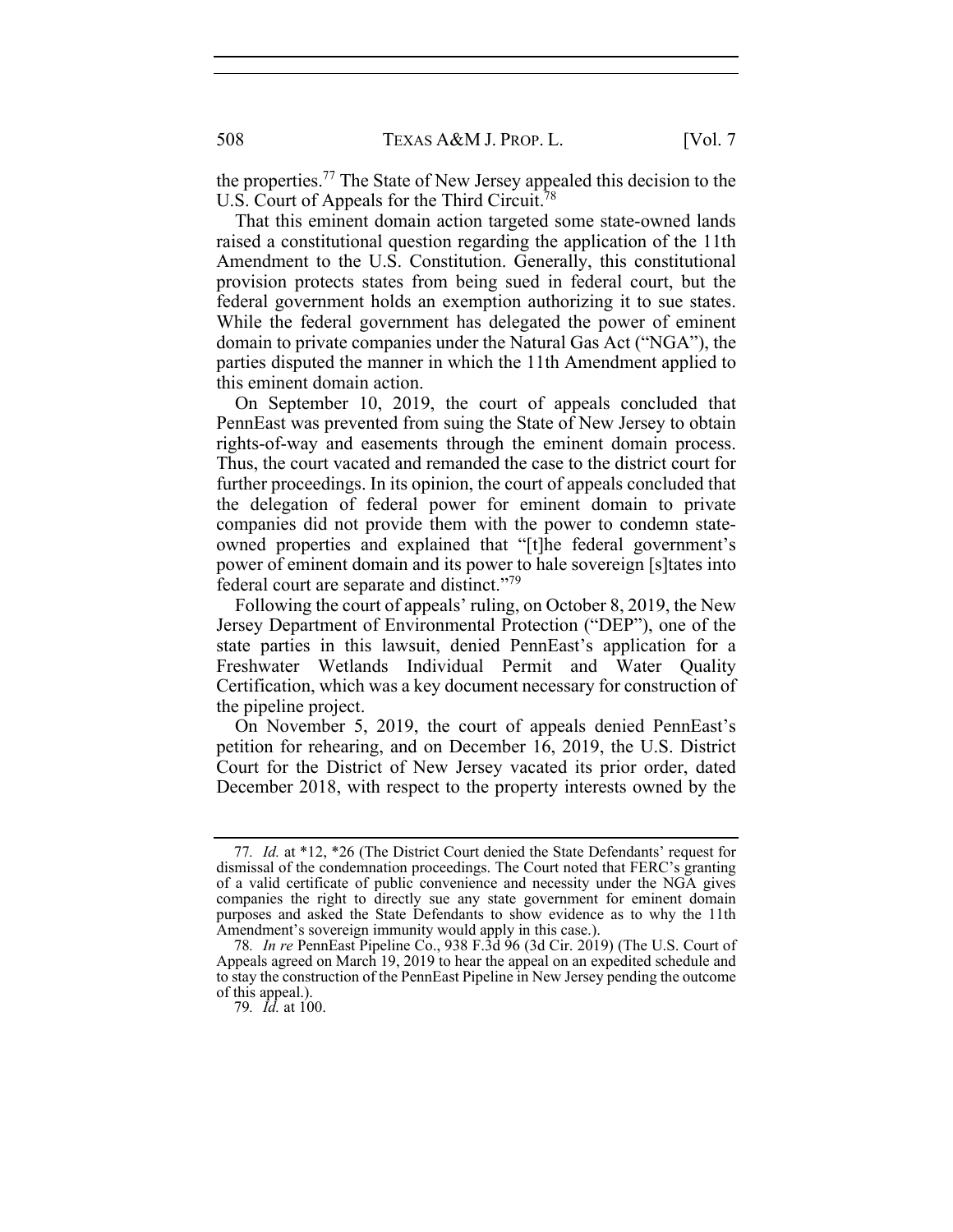the properties.[77] The State of New Jersey appealed this decision to the U.S. Court of Appeals for the Third Circuit.[78]

That this eminent domain action targeted some state-owned lands raised a constitutional question regarding the application of the 11th Amendment to the U.S. Constitution. Generally, this constitutional provision protects states from being sued in federal court, but the federal government holds an exemption authorizing it to sue states. While the federal government has delegated the power of eminent domain to private companies under the Natural Gas Act ("NGA"), the parties disputed the manner in which the 11th Amendment applied to this eminent domain action.

On September 10, 2019, the court of appeals concluded that PennEast was prevented from suing the State of New Jersey to obtain rights-of-way and easements through the eminent domain process. Thus, the court vacated and remanded the case to the district court for further proceedings. In its opinion, the court of appeals concluded that the delegation of federal power for eminent domain to private companies did not provide them with the power to condemn state-owned properties and explained that "[t]he federal government's power of eminent domain and its power to hale sovereign [s]tates into federal court are separate and distinct."[79]

Following the court of appeals' ruling, on October 8, 2019, the New Jersey Department of Environmental Protection ("DEP"), one of the state parties in this lawsuit, denied PennEast's application for a Freshwater Wetlands Individual Permit and Water Quality Certification, which was a key document necessary for construction of the pipeline project.

On November 5, 2019, the court of appeals denied PennEast's petition for rehearing, and on December 16, 2019, the U.S. District Court for the District of New Jersey vacated its prior order, dated December 2018, with respect to the property interests owned by the

---

77. *Id.* at *12, *26 (The District Court denied the State Defendants' request for dismissal of the condemnation proceedings. The Court noted that FERC's granting of a valid certificate of public convenience and necessity under the NGA gives companies the right to directly sue any state government for eminent domain purposes and asked the State Defendants to show evidence as to why the 11th Amendment's sovereign immunity would apply in this case.).

78. *In re* PennEast Pipeline Co., 938 F.3d 96 (3d Cir. 2019) (The U.S. Court of Appeals agreed on March 19, 2019 to hear the appeal on an expedited schedule and to stay the construction of the PennEast Pipeline in New Jersey pending the outcome of this appeal.).

79. *Id.* at 100.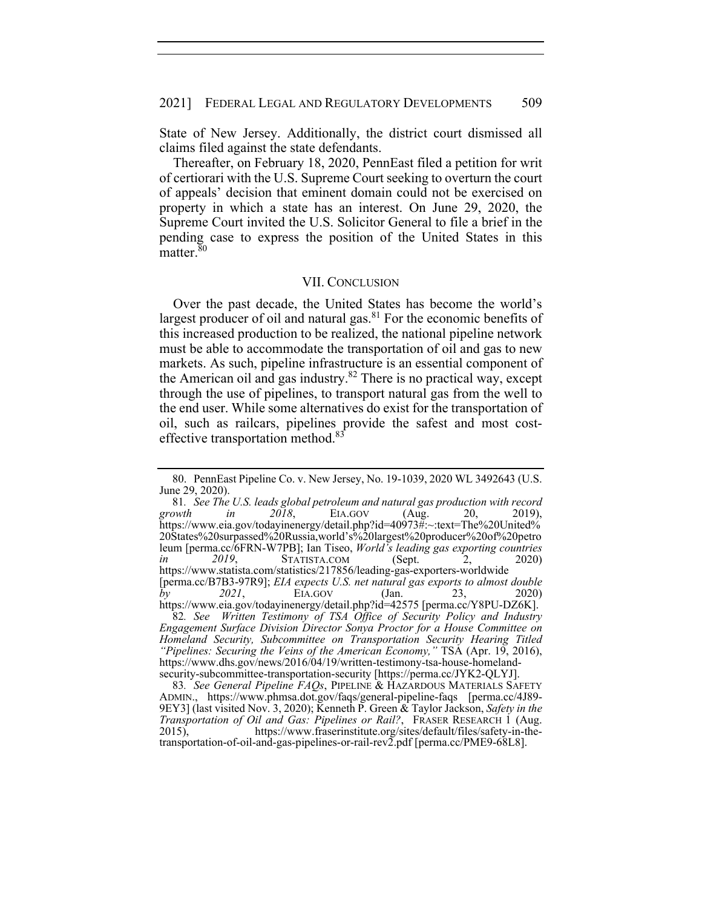State of New Jersey. Additionally, the district court dismissed all claims filed against the state defendants.

Thereafter, on February 18, 2020, PennEast filed a petition for writ of certiorari with the U.S. Supreme Court seeking to overturn the court of appeals' decision that eminent domain could not be exercised on property in which a state has an interest. On June 29, 2020, the Supreme Court invited the U.S. Solicitor General to file a brief in the pending case to express the position of the United States in this matter.[80]

## VII. CONCLUSION

Over the past decade, the United States has become the world's largest producer of oil and natural gas.[81] For the economic benefits of this increased production to be realized, the national pipeline network must be able to accommodate the transportation of oil and gas to new markets. As such, pipeline infrastructure is an essential component of the American oil and gas industry.[82] There is no practical way, except through the use of pipelines, to transport natural gas from the well to the end user. While some alternatives do exist for the transportation of oil, such as railcars, pipelines provide the safest and most cost-effective transportation method.[83]

---

80. PennEast Pipeline Co. v. New Jersey, No. 19-1039, 2020 WL 3492643 (U.S. June 29, 2020).

81. *See The U.S. leads global petroleum and natural gas production with record growth in 2018*, EIA.GOV (Aug. 20, 2019), https://www.eia.gov/todayinenergy/detail.php?id=40973#:~:text=The%20United%20States%20surpassed%20Russia,world's%20largest%20producer%20of%20petroleum [perma.cc/6FRN-W7PB]; Ian Tiseo, *World's leading gas exporting countries in 2019*, STATISTA.COM (Sept. 2, 2020) https://www.statista.com/statistics/217856/leading-gas-exporters-worldwide [perma.cc/B7B3-97R9]; *EIA expects U.S. net natural gas exports to almost double by 2021*, EIA.GOV (Jan. 23, 2020) https://www.eia.gov/todayinenergy/detail.php?id=42575 [perma.cc/Y8PU-DZ6K].

82. *See Written Testimony of TSA Office of Security Policy and Industry Engagement Surface Division Director Sonya Proctor for a House Committee on Homeland Security, Subcommittee on Transportation Security Hearing Titled "Pipelines: Securing the Veins of the American Economy,"* TSA (Apr. 19, 2016), https://www.dhs.gov/news/2016/04/19/written-testimony-tsa-house-homeland-security-subcommittee-transportation-security [https://perma.cc/JYK2-QLYJ].

83. *See General Pipeline FAQs*, PIPELINE & HAZARDOUS MATERIALS SAFETY ADMIN., https://www.phmsa.dot.gov/faqs/general-pipeline-faqs [perma.cc/4J89-9EY3] (last visited Nov. 3, 2020); Kenneth P. Green & Taylor Jackson, *Safety in the Transportation of Oil and Gas: Pipelines or Rail?*, FRASER RESEARCH 1 (Aug. 2015), https://www.fraserinstitute.org/sites/default/files/safety-in-the-transportation-of-oil-and-gas-pipelines-or-rail-rev2.pdf [perma.cc/PME9-68L8].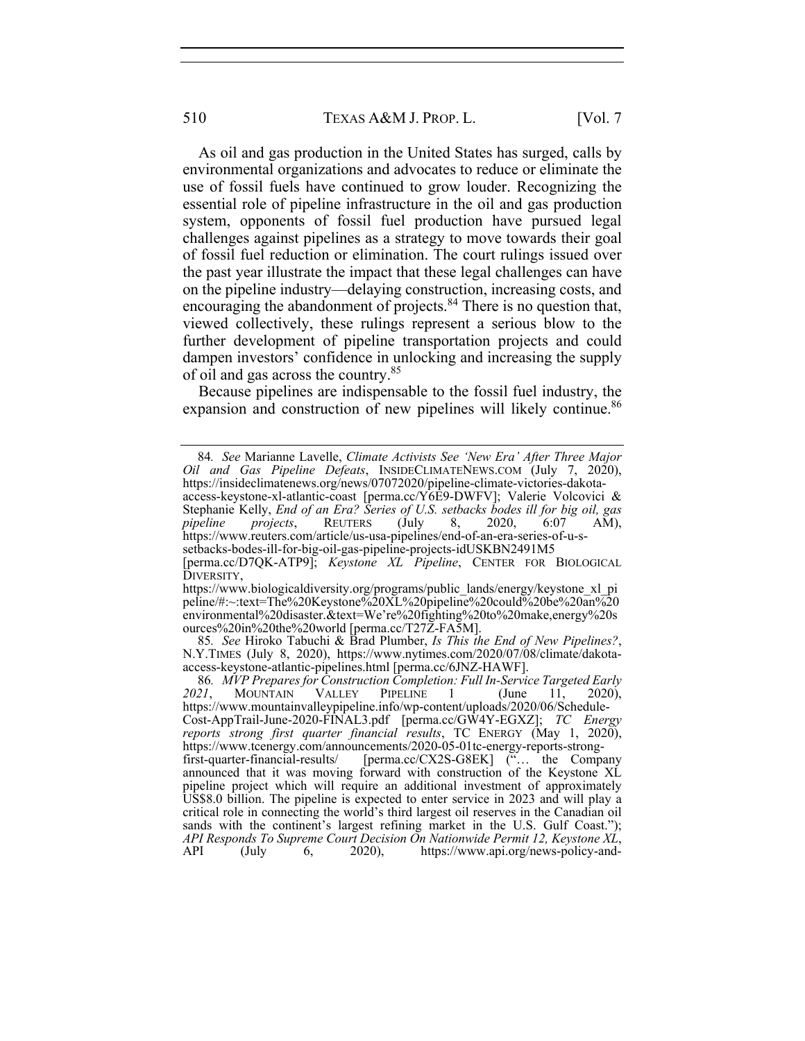As oil and gas production in the United States has surged, calls by environmental organizations and advocates to reduce or eliminate the use of fossil fuels have continued to grow louder. Recognizing the essential role of pipeline infrastructure in the oil and gas production system, opponents of fossil fuel production have pursued legal challenges against pipelines as a strategy to move towards their goal of fossil fuel reduction or elimination. The court rulings issued over the past year illustrate the impact that these legal challenges can have on the pipeline industry—delaying construction, increasing costs, and encouraging the abandonment of projects.[84] There is no question that, viewed collectively, these rulings represent a serious blow to the further development of pipeline transportation projects and could dampen investors' confidence in unlocking and increasing the supply of oil and gas across the country.[85]

Because pipelines are indispensable to the fossil fuel industry, the expansion and construction of new pipelines will likely continue.[86]

---

84. *See* Marianne Lavelle, *Climate Activists See 'New Era' After Three Major Oil and Gas Pipeline Defeats*, INSIDECLIMATENEWS.COM (July 7, 2020), https://insideclimatenews.org/news/07072020/pipeline-climate-victories-dakota-access-keystone-xl-atlantic-coast [perma.cc/Y6E9-DWFV]; Valerie Volcovici & Stephanie Kelly, *End of an Era? Series of U.S. setbacks bodes ill for big oil, gas pipeline projects*, REUTERS (July 8, 2020, 6:07 AM), https://www.reuters.com/article/us-usa-pipelines/end-of-an-era-series-of-u-s-setbacks-bodes-ill-for-big-oil-gas-pipeline-projects-idUSKBN2491M5 [perma.cc/D7QK-ATP9]; *Keystone XL Pipeline*, CENTER FOR BIOLOGICAL DIVERSITY, https://www.biologicaldiversity.org/programs/public_lands/energy/keystone_xl_pipeline/#:~:text=The%20Keystone%20XL%20pipeline%20could%20be%20an%20environmental%20disaster.&text=We're%20fighting%20to%20make,energy%20sources%20in%20the%20world [perma.cc/T27Z-FA5M].

85. *See* Hiroko Tabuchi & Brad Plumber, *Is This the End of New Pipelines?*, N.Y.TIMES (July 8, 2020), https://www.nytimes.com/2020/07/08/climate/dakota-access-keystone-atlantic-pipelines.html [perma.cc/6JNZ-HAWF].

86. *MVP Prepares for Construction Completion: Full In-Service Targeted Early 2021*, MOUNTAIN VALLEY PIPELINE 1 (June 11, 2020), https://www.mountainvalleypipeline.info/wp-content/uploads/2020/06/Schedule-Cost-AppTrail-June-2020-FINAL3.pdf [perma.cc/GW4Y-EGXZ]; *TC Energy reports strong first quarter financial results*, TC ENERGY (May 1, 2020), https://www.tcenergy.com/announcements/2020-05-01tc-energy-reports-strong-first-quarter-financial-results/ [perma.cc/CX2S-G8EK] ("… the Company announced that it was moving forward with construction of the Keystone XL pipeline project which will require an additional investment of approximately US$8.0 billion. The pipeline is expected to enter service in 2023 and will play a critical role in connecting the world's third largest oil reserves in the Canadian oil sands with the continent's largest refining market in the U.S. Gulf Coast."); *API Responds To Supreme Court Decision On Nationwide Permit 12, Keystone XL*, API (July 6, 2020), https://www.api.org/news-policy-and-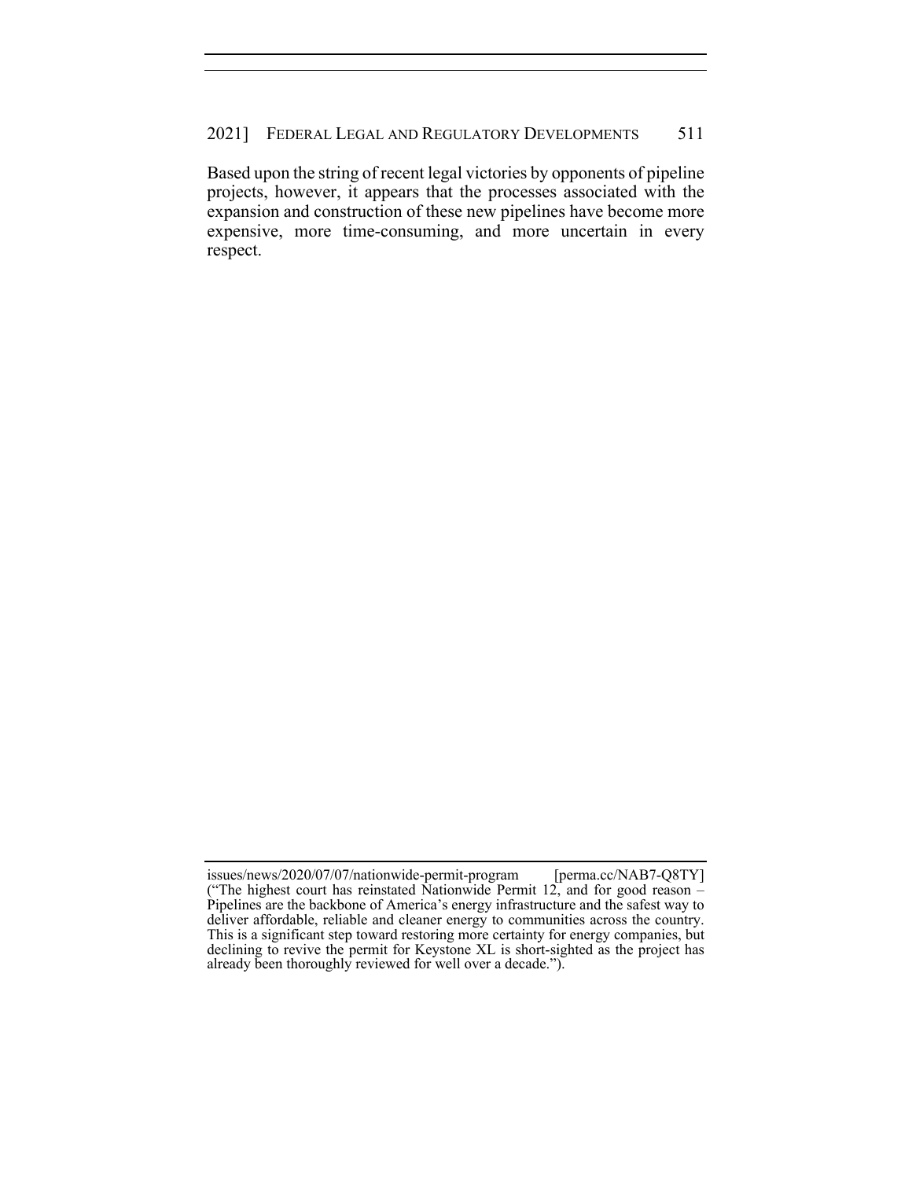Based upon the string of recent legal victories by opponents of pipeline projects, however, it appears that the processes associated with the expansion and construction of these new pipelines have become more expensive, more time-consuming, and more uncertain in every respect.

---

issues/news/2020/07/07/nationwide-permit-program [perma.cc/NAB7-Q8TY] ("The highest court has reinstated Nationwide Permit 12, and for good reason – Pipelines are the backbone of America's energy infrastructure and the safest way to deliver affordable, reliable and cleaner energy to communities across the country. This is a significant step toward restoring more certainty for energy companies, but declining to revive the permit for Keystone XL is short-sighted as the project has already been thoroughly reviewed for well over a decade.").